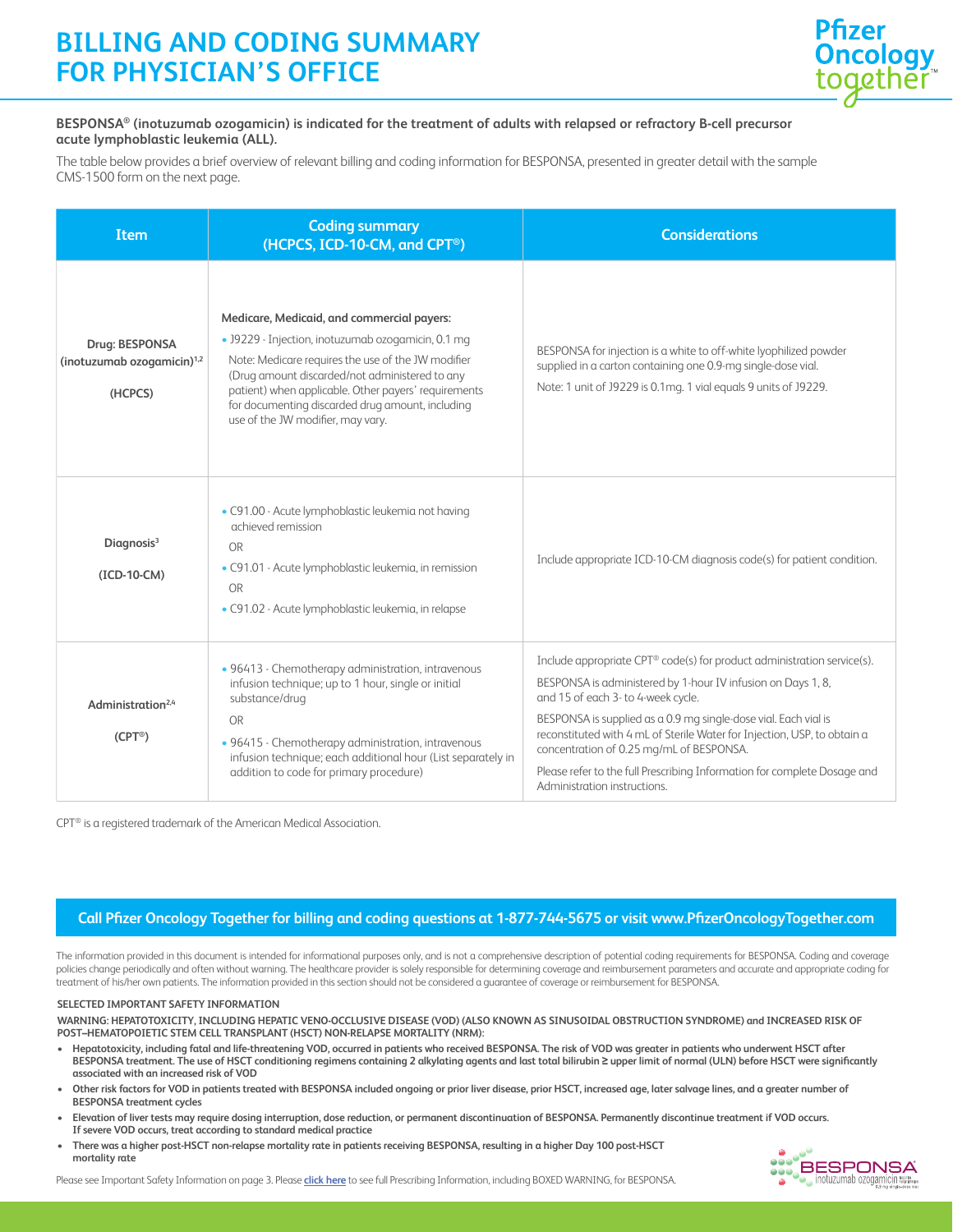# BILLING AND CODING SUMMARY FOR PHYSICIAN'S OFFICE

**BESPONSA® (inotuzumab ozogamicin) is indicated for the treatment of adults with relapsed or refractory B-cell precursor acute lymphoblastic leukemia (ALL).**

The table below provides a brief overview of relevant billing and coding information for BESPONSA, presented in greater detail with the sample CMS-1500 form on the next page.

| Item | Coding summary (HCPCS, ICD-10-CM, and CPT®) | Considerations |
|---|---|---|
| **Drug: BESPONSA (inotuzumab ozogamicin)[1,2]** <br><br> **(HCPCS)** | **Medicare, Medicaid, and commercial payers:** <br> • J9229 - Injection, inotuzumab ozogamicin, 0.1 mg <br> Note: Medicare requires the use of the JW modifier (Drug amount discarded/not administered to any patient) when applicable. Other payers' requirements for documenting discarded drug amount, including use of the JW modifier, may vary. | BESPONSA for injection is a white to off-white lyophilized powder supplied in a carton containing one 0.9-mg single-dose vial. <br> Note: 1 unit of J9229 is 0.1mg. 1 vial equals 9 units of J9229. |
| **Diagnosis[3]** <br><br> **(ICD-10-CM)** | • C91.00 - Acute lymphoblastic leukemia not having achieved remission <br> OR <br> • C91.01 - Acute lymphoblastic leukemia, in remission <br> OR <br> • C91.02 - Acute lymphoblastic leukemia, in relapse | Include appropriate ICD-10-CM diagnosis code(s) for patient condition. |
| **Administration[2,4]** <br><br> **(CPT®)** | • 96413 - Chemotherapy administration, intravenous infusion technique; up to 1 hour, single or initial substance/drug <br> OR <br> • 96415 - Chemotherapy administration, intravenous infusion technique; each additional hour (List separately in addition to code for primary procedure) | Include appropriate CPT® code(s) for product administration service(s). <br> BESPONSA is administered by 1-hour IV infusion on Days 1, 8, and 15 of each 3- to 4-week cycle. <br> BESPONSA is supplied as a 0.9 mg single-dose vial. Each vial is reconstituted with 4 mL of Sterile Water for Injection, USP, to obtain a concentration of 0.25 mg/mL of BESPONSA. <br> Please refer to the full Prescribing Information for complete Dosage and Administration instructions. |

CPT® is a registered trademark of the American Medical Association.

**Call Pfizer Oncology Together for billing and coding questions at 1-877-744-5675 or visit www.PfizerOncologyTogether.com**

The information provided in this document is intended for informational purposes only, and is not a comprehensive description of potential coding requirements for BESPONSA. Coding and coverage policies change periodically and often without warning. The healthcare provider is solely responsible for determining coverage and reimbursement parameters and accurate and appropriate coding for treatment of his/her own patients. The information provided in this section should not be considered a guarantee of coverage or reimbursement for BESPONSA.

**SELECTED IMPORTANT SAFETY INFORMATION**

**WARNING: HEPATOTOXICITY, INCLUDING HEPATIC VENO-OCCLUSIVE DISEASE (VOD) (ALSO KNOWN AS SINUSOIDAL OBSTRUCTION SYNDROME) and INCREASED RISK OF POST–HEMATOPOIETIC STEM CELL TRANSPLANT (HSCT) NON-RELAPSE MORTALITY (NRM):**

- **Hepatotoxicity, including fatal and life-threatening VOD, occurred in patients who received BESPONSA. The risk of VOD was greater in patients who underwent HSCT after BESPONSA treatment. The use of HSCT conditioning regimens containing 2 alkylating agents and last total bilirubin ≥ upper limit of normal (ULN) before HSCT were significantly associated with an increased risk of VOD**
- **Other risk factors for VOD in patients treated with BESPONSA included ongoing or prior liver disease, prior HSCT, increased age, later salvage lines, and a greater number of BESPONSA treatment cycles**
- **Elevation of liver tests may require dosing interruption, dose reduction, or permanent discontinuation of BESPONSA. Permanently discontinue treatment if VOD occurs. If severe VOD occurs, treat according to standard medical practice**
- **There was a higher post-HSCT non-relapse mortality rate in patients receiving BESPONSA, resulting in a higher Day 100 post-HSCT mortality rate**

Please see Important Safety Information on page 3. Please click here to see full Prescribing Information, including BOXED WARNING, for BESPONSA.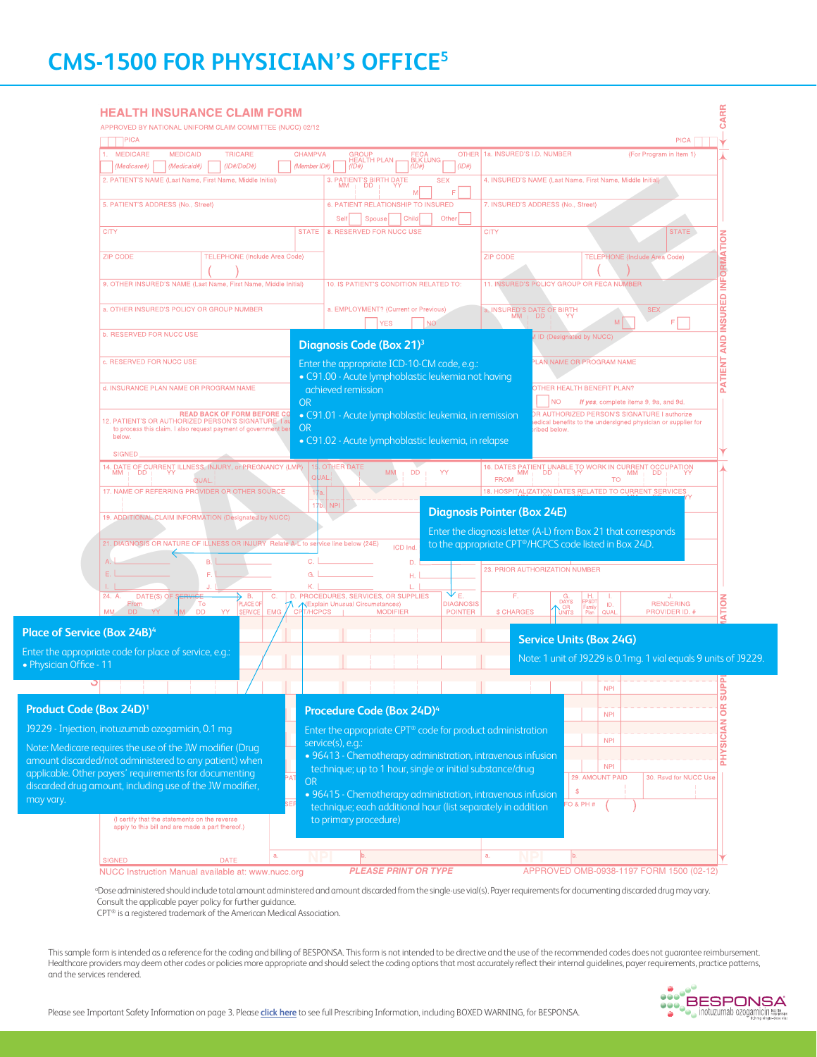# CMS-1500 FOR PHYSICIAN'S OFFICE[5]

**HEALTH INSURANCE CLAIM FORM**

APPROVED BY NATIONAL UNIFORM CLAIM COMMITTEE (NUCC) 02/12

### Diagnosis Code (Box 21)[3]

Enter the appropriate ICD-10-CM code, e.g.:
- C91.00 - Acute lymphoblastic leukemia not having achieved remission

OR
- C91.01 - Acute lymphoblastic leukemia, in remission

OR
- C91.02 - Acute lymphoblastic leukemia, in relapse

### Diagnosis Pointer (Box 24E)

Enter the diagnosis letter (A-L) from Box 21 that corresponds to the appropriate CPT®/HCPCS code listed in Box 24D.

### Place of Service (Box 24B)[4]

Enter the appropriate code for place of service, e.g.:
- Physician Office - 11

### Service Units (Box 24G)

Note: 1 unit of J9229 is 0.1mg. 1 vial equals 9 units of J9229.

### Product Code (Box 24D)[1]

J9229 - Injection, inotuzumab ozogamicin, 0.1 mg

Note: Medicare requires the use of the JW modifier (Drug amount discarded/not administered to any patient) when applicable. Other payers' requirements for documenting discarded drug amount, including use of the JW modifier, may vary.

### Procedure Code (Box 24D)[4]

Enter the appropriate CPT® code for product administration service(s), e.g.:
- 96413 - Chemotherapy administration, intravenous infusion technique; up to 1 hour, single or initial substance/drug

OR
- 96415 - Chemotherapy administration, intravenous infusion technique; each additional hour (list separately in addition to primary procedure)

NUCC Instruction Manual available at: www.nucc.org  PLEASE PRINT OR TYPE  APPROVED OMB-0938-1197 FORM 1500 (02-12)

[a]Dose administered should include total amount administered and amount discarded from the single-use vial(s). Payer requirements for documenting discarded drug may vary. Consult the applicable payer policy for further guidance.

CPT® is a registered trademark of the American Medical Association.

This sample form is intended as a reference for the coding and billing of BESPONSA. This form is not intended to be directive and the use of the recommended codes does not guarantee reimbursement. Healthcare providers may deem other codes or policies more appropriate and should select the coding options that most accurately reflect their internal guidelines, payer requirements, practice patterns, and the services rendered.

Please see Important Safety Information on page 3. Please click here to see full Prescribing Information, including BOXED WARNING, for BESPONSA.

BESPONSA inotuzumab ozogamicin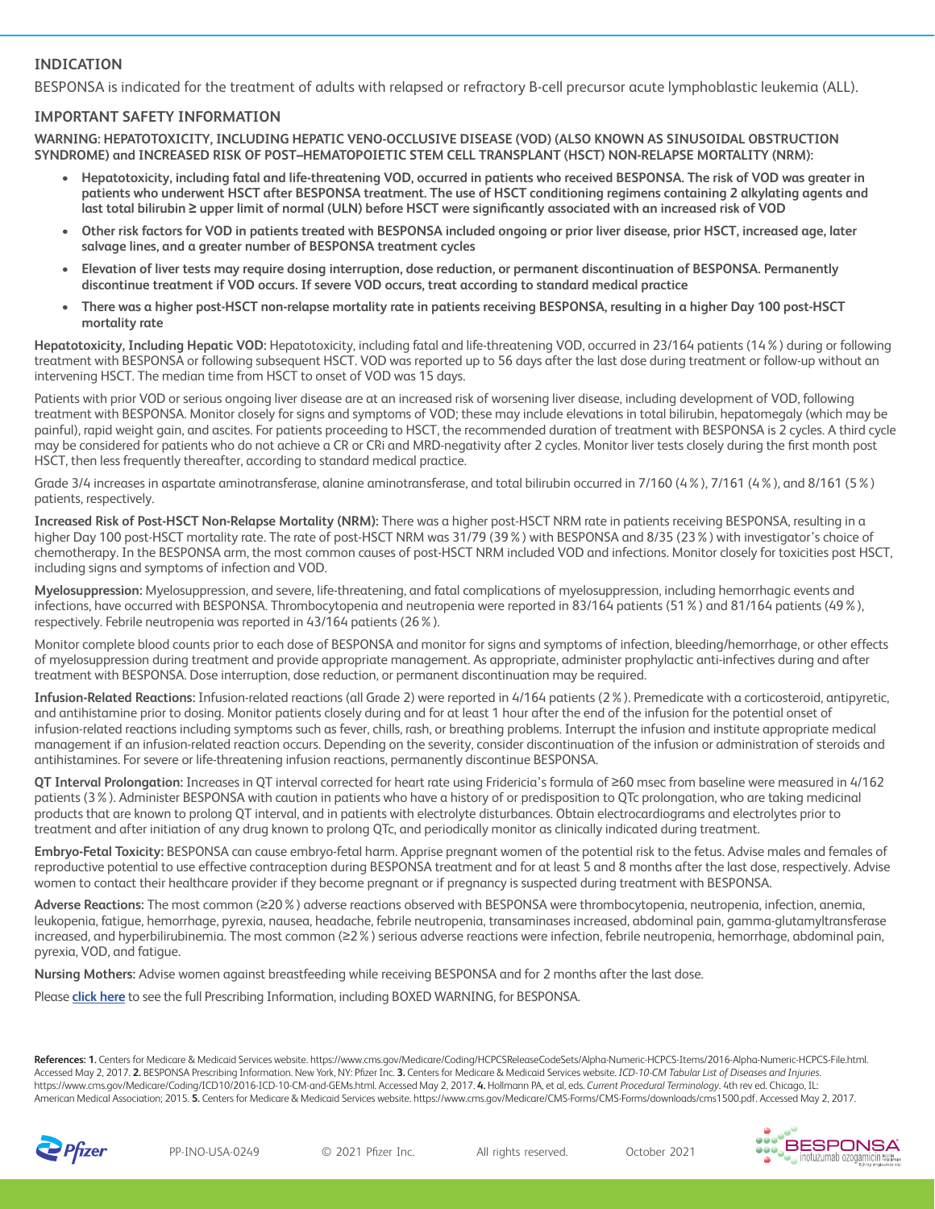## INDICATION

BESPONSA is indicated for the treatment of adults with relapsed or refractory B-cell precursor acute lymphoblastic leukemia (ALL).

## IMPORTANT SAFETY INFORMATION

**WARNING: HEPATOTOXICITY, INCLUDING HEPATIC VENO-OCCLUSIVE DISEASE (VOD) (ALSO KNOWN AS SINUSOIDAL OBSTRUCTION SYNDROME) and INCREASED RISK OF POST–HEMATOPOIETIC STEM CELL TRANSPLANT (HSCT) NON-RELAPSE MORTALITY (NRM):**

- **Hepatotoxicity, including fatal and life-threatening VOD, occurred in patients who received BESPONSA. The risk of VOD was greater in patients who underwent HSCT after BESPONSA treatment. The use of HSCT conditioning regimens containing 2 alkylating agents and last total bilirubin ≥ upper limit of normal (ULN) before HSCT were significantly associated with an increased risk of VOD**
- **Other risk factors for VOD in patients treated with BESPONSA included ongoing or prior liver disease, prior HSCT, increased age, later salvage lines, and a greater number of BESPONSA treatment cycles**
- **Elevation of liver tests may require dosing interruption, dose reduction, or permanent discontinuation of BESPONSA. Permanently discontinue treatment if VOD occurs. If severe VOD occurs, treat according to standard medical practice**
- **There was a higher post-HSCT non-relapse mortality rate in patients receiving BESPONSA, resulting in a higher Day 100 post-HSCT mortality rate**

**Hepatotoxicity, Including Hepatic VOD:** Hepatotoxicity, including fatal and life-threatening VOD, occurred in 23/164 patients (14%) during or following treatment with BESPONSA or following subsequent HSCT. VOD was reported up to 56 days after the last dose during treatment or follow-up without an intervening HSCT. The median time from HSCT to onset of VOD was 15 days.

Patients with prior VOD or serious ongoing liver disease are at an increased risk of worsening liver disease, including development of VOD, following treatment with BESPONSA. Monitor closely for signs and symptoms of VOD; these may include elevations in total bilirubin, hepatomegaly (which may be painful), rapid weight gain, and ascites. For patients proceeding to HSCT, the recommended duration of treatment with BESPONSA is 2 cycles. A third cycle may be considered for patients who do not achieve a CR or CRi and MRD-negativity after 2 cycles. Monitor liver tests closely during the first month post HSCT, then less frequently thereafter, according to standard medical practice.

Grade 3/4 increases in aspartate aminotransferase, alanine aminotransferase, and total bilirubin occurred in 7/160 (4%), 7/161 (4%), and 8/161 (5%) patients, respectively.

**Increased Risk of Post-HSCT Non-Relapse Mortality (NRM):** There was a higher post-HSCT NRM rate in patients receiving BESPONSA, resulting in a higher Day 100 post-HSCT mortality rate. The rate of post-HSCT NRM was 31/79 (39%) with BESPONSA and 8/35 (23%) with investigator's choice of chemotherapy. In the BESPONSA arm, the most common causes of post-HSCT NRM included VOD and infections. Monitor closely for toxicities post HSCT, including signs and symptoms of infection and VOD.

**Myelosuppression:** Myelosuppression, and severe, life-threatening, and fatal complications of myelosuppression, including hemorrhagic events and infections, have occurred with BESPONSA. Thrombocytopenia and neutropenia were reported in 83/164 patients (51%) and 81/164 patients (49%), respectively. Febrile neutropenia was reported in 43/164 patients (26%).

Monitor complete blood counts prior to each dose of BESPONSA and monitor for signs and symptoms of infection, bleeding/hemorrhage, or other effects of myelosuppression during treatment and provide appropriate management. As appropriate, administer prophylactic anti-infectives during and after treatment with BESPONSA. Dose interruption, dose reduction, or permanent discontinuation may be required.

**Infusion-Related Reactions:** Infusion-related reactions (all Grade 2) were reported in 4/164 patients (2%). Premedicate with a corticosteroid, antipyretic, and antihistamine prior to dosing. Monitor patients closely during and for at least 1 hour after the end of the infusion for the potential onset of infusion-related reactions including symptoms such as fever, chills, rash, or breathing problems. Interrupt the infusion and institute appropriate medical management if an infusion-related reaction occurs. Depending on the severity, consider discontinuation of the infusion or administration of steroids and antihistamines. For severe or life-threatening infusion reactions, permanently discontinue BESPONSA.

**QT Interval Prolongation:** Increases in QT interval corrected for heart rate using Fridericia's formula of ≥60 msec from baseline were measured in 4/162 patients (3%). Administer BESPONSA with caution in patients who have a history of or predisposition to QTc prolongation, who are taking medicinal products that are known to prolong QT interval, and in patients with electrolyte disturbances. Obtain electrocardiograms and electrolytes prior to treatment and after initiation of any drug known to prolong QTc, and periodically monitor as clinically indicated during treatment.

**Embryo-Fetal Toxicity:** BESPONSA can cause embryo-fetal harm. Apprise pregnant women of the potential risk to the fetus. Advise males and females of reproductive potential to use effective contraception during BESPONSA treatment and for at least 5 and 8 months after the last dose, respectively. Advise women to contact their healthcare provider if they become pregnant or if pregnancy is suspected during treatment with BESPONSA.

**Adverse Reactions:** The most common (≥20%) adverse reactions observed with BESPONSA were thrombocytopenia, neutropenia, infection, anemia, leukopenia, fatigue, hemorrhage, pyrexia, nausea, headache, febrile neutropenia, transaminases increased, abdominal pain, gamma-glutamyltransferase increased, and hyperbilirubinemia. The most common (≥2%) serious adverse reactions were infection, febrile neutropenia, hemorrhage, abdominal pain, pyrexia, VOD, and fatigue.

**Nursing Mothers:** Advise women against breastfeeding while receiving BESPONSA and for 2 months after the last dose.

Please **click here** to see the full Prescribing Information, including BOXED WARNING, for BESPONSA.

**References: 1.** Centers for Medicare & Medicaid Services website. https://www.cms.gov/Medicare/Coding/HCPCSReleaseCodeSets/Alpha-Numeric-HCPCS-Items/2016-Alpha-Numeric-HCPCS-File.html. Accessed May 2, 2017. **2.** BESPONSA Prescribing Information. New York, NY: Pfizer Inc. **3.** Centers for Medicare & Medicaid Services website. *ICD-10-CM Tabular List of Diseases and Injuries*. https://www.cms.gov/Medicare/Coding/ICD10/2016-ICD-10-CM-and-GEMs.html. Accessed May 2, 2017. **4.** Hollmann PA, et al, eds. *Current Procedural Terminology*. 4th rev ed. Chicago, IL: American Medical Association; 2015. **5.** Centers for Medicare & Medicaid Services website. https://www.cms.gov/Medicare/CMS-Forms/CMS-Forms/downloads/cms1500.pdf. Accessed May 2, 2017.

Pfizer PP-INO-USA-0249 © 2021 Pfizer Inc. All rights reserved. October 2021

BESPONSA inotuzumab ozogamicin